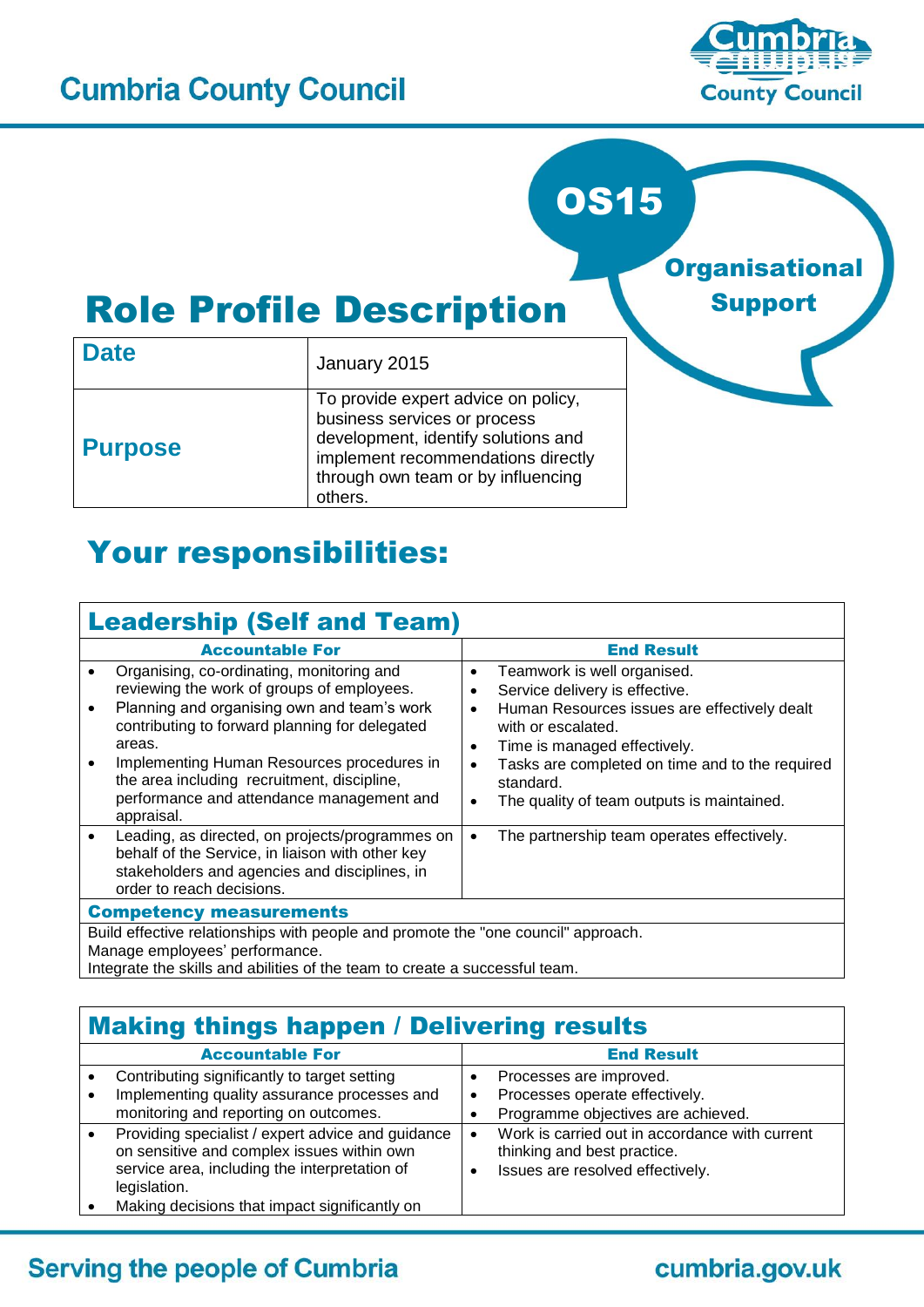# Cumbria County Council

**OS15**

**Organisational Support**

# Role Profile Description

| Date | January 2015 |
|---|---|
| Purpose | To provide expert advice on policy, business services or process development, identify solutions and implement recommendations directly through own team or by influencing others. |

# Your responsibilities:

## Leadership (Self and Team)

| Accountable For | End Result |
|---|---|
| • Organising, co-ordinating, monitoring and reviewing the work of groups of employees.<br>• Planning and organising own and team's work contributing to forward planning for delegated areas.<br>• Implementing Human Resources procedures in the area including recruitment, discipline, performance and attendance management and appraisal. | • Teamwork is well organised.<br>• Service delivery is effective.<br>• Human Resources issues are effectively dealt with or escalated.<br>• Time is managed effectively.<br>• Tasks are completed on time and to the required standard.<br>• The quality of team outputs is maintained. |
| • Leading, as directed, on projects/programmes on behalf of the Service, in liaison with other key stakeholders and agencies and disciplines, in order to reach decisions. | • The partnership team operates effectively. |

**Competency measurements**

Build effective relationships with people and promote the "one council" approach.
Manage employees' performance.
Integrate the skills and abilities of the team to create a successful team.

## Making things happen / Delivering results

| Accountable For | End Result |
|---|---|
| • Contributing significantly to target setting<br>• Implementing quality assurance processes and monitoring and reporting on outcomes. | • Processes are improved.<br>• Processes operate effectively.<br>• Programme objectives are achieved. |
| • Providing specialist / expert advice and guidance on sensitive and complex issues within own service area, including the interpretation of legislation.<br>• Making decisions that impact significantly on | • Work is carried out in accordance with current thinking and best practice.<br>• Issues are resolved effectively. |

Serving the people of Cumbria

cumbria.gov.uk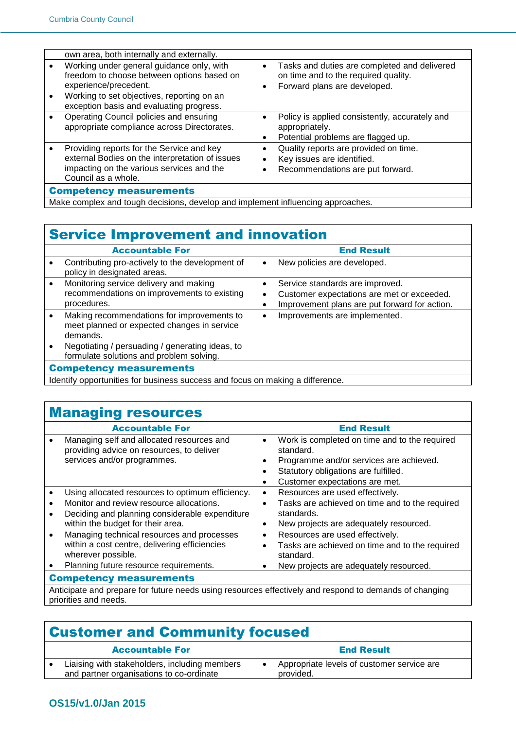| | |
|---|---|
| own area, both internally and externally. | |
| • Working under general guidance only, with freedom to choose between options based on experience/precedent.<br>• Working to set objectives, reporting on an exception basis and evaluating progress. | • Tasks and duties are completed and delivered on time and to the required quality.<br>• Forward plans are developed. |
| • Operating Council policies and ensuring appropriate compliance across Directorates. | • Policy is applied consistently, accurately and appropriately.<br>• Potential problems are flagged up. |
| • Providing reports for the Service and key external Bodies on the interpretation of issues impacting on the various services and the Council as a whole. | • Quality reports are provided on time.<br>• Key issues are identified.<br>• Recommendations are put forward. |
| **Competency measurements** | |
| Make complex and tough decisions, develop and implement influencing approaches. | |

## Service Improvement and innovation

| Accountable For | End Result |
|---|---|
| • Contributing pro-actively to the development of policy in designated areas. | • New policies are developed. |
| • Monitoring service delivery and making recommendations on improvements to existing procedures. | • Service standards are improved.<br>• Customer expectations are met or exceeded.<br>• Improvement plans are put forward for action. |
| • Making recommendations for improvements to meet planned or expected changes in service demands.<br>• Negotiating / persuading / generating ideas, to formulate solutions and problem solving. | • Improvements are implemented. |
| **Competency measurements** | |
| Identify opportunities for business success and focus on making a difference. | |

## Managing resources

| Accountable For | End Result |
|---|---|
| • Managing self and allocated resources and providing advice on resources, to deliver services and/or programmes. | • Work is completed on time and to the required standard.<br>• Programme and/or services are achieved.<br>• Statutory obligations are fulfilled.<br>• Customer expectations are met. |
| • Using allocated resources to optimum efficiency.<br>• Monitor and review resource allocations.<br>• Deciding and planning considerable expenditure within the budget for their area. | • Resources are used effectively.<br>• Tasks are achieved on time and to the required standards.<br>• New projects are adequately resourced. |
| • Managing technical resources and processes within a cost centre, delivering efficiencies wherever possible.<br>• Planning future resource requirements. | • Resources are used effectively.<br>• Tasks are achieved on time and to the required standard.<br>• New projects are adequately resourced. |
| **Competency measurements** | |
| Anticipate and prepare for future needs using resources effectively and respond to demands of changing priorities and needs. | |

## Customer and Community focused

| Accountable For | End Result |
|---|---|
| • Liaising with stakeholders, including members and partner organisations to co-ordinate | • Appropriate levels of customer service are provided. |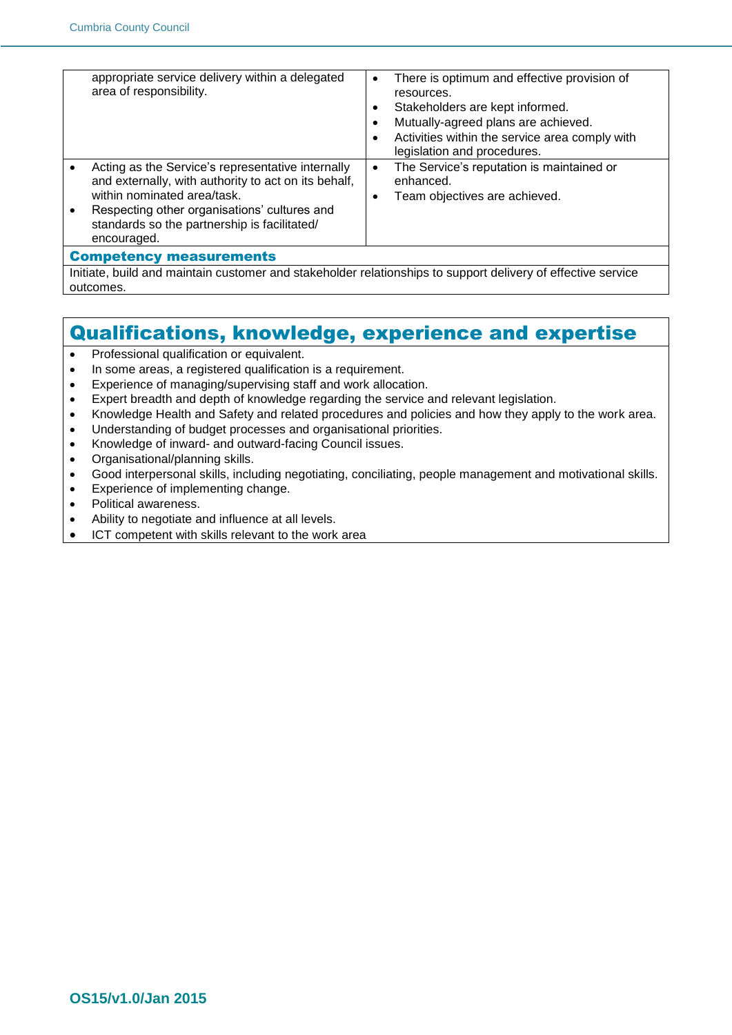| | |
|---|---|
| appropriate service delivery within a delegated area of responsibility. | • There is optimum and effective provision of resources.<br>• Stakeholders are kept informed.<br>• Mutually-agreed plans are achieved.<br>• Activities within the service area comply with legislation and procedures. |
| • Acting as the Service's representative internally and externally, with authority to act on its behalf, within nominated area/task.<br>• Respecting other organisations' cultures and standards so the partnership is facilitated/ encouraged. | • The Service's reputation is maintained or enhanced.<br>• Team objectives are achieved. |

### Competency measurements

Initiate, build and maintain customer and stakeholder relationships to support delivery of effective service outcomes.

## Qualifications, knowledge, experience and expertise

- Professional qualification or equivalent.
- In some areas, a registered qualification is a requirement.
- Experience of managing/supervising staff and work allocation.
- Expert breadth and depth of knowledge regarding the service and relevant legislation.
- Knowledge Health and Safety and related procedures and policies and how they apply to the work area.
- Understanding of budget processes and organisational priorities.
- Knowledge of inward- and outward-facing Council issues.
- Organisational/planning skills.
- Good interpersonal skills, including negotiating, conciliating, people management and motivational skills.
- Experience of implementing change.
- Political awareness.
- Ability to negotiate and influence at all levels.
- ICT competent with skills relevant to the work area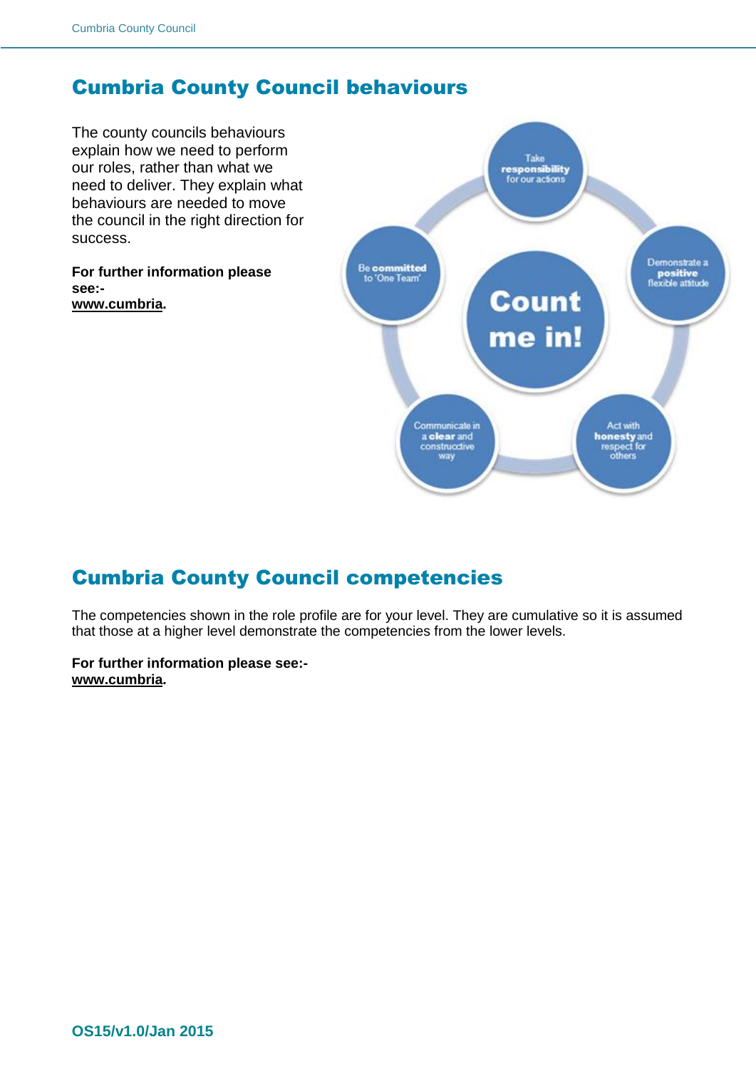## Cumbria County Council behaviours

The county councils behaviours explain how we need to perform our roles, rather than what we need to deliver. They explain what behaviours are needed to move the council in the right direction for success.

**For further information please see:-**
**www.cumbria.**

Count me in!

Take **responsibility** for our actions

Demonstrate a **positive** flexible attitude

Act with **honesty** and respect for others

Communicate in a **clear** and constructive way

Be **committed** to 'One Team'

## Cumbria County Council competencies

The competencies shown in the role profile are for your level. They are cumulative so it is assumed that those at a higher level demonstrate the competencies from the lower levels.

**For further information please see:-**
**www.cumbria.**

**OS15/v1.0/Jan 2015**